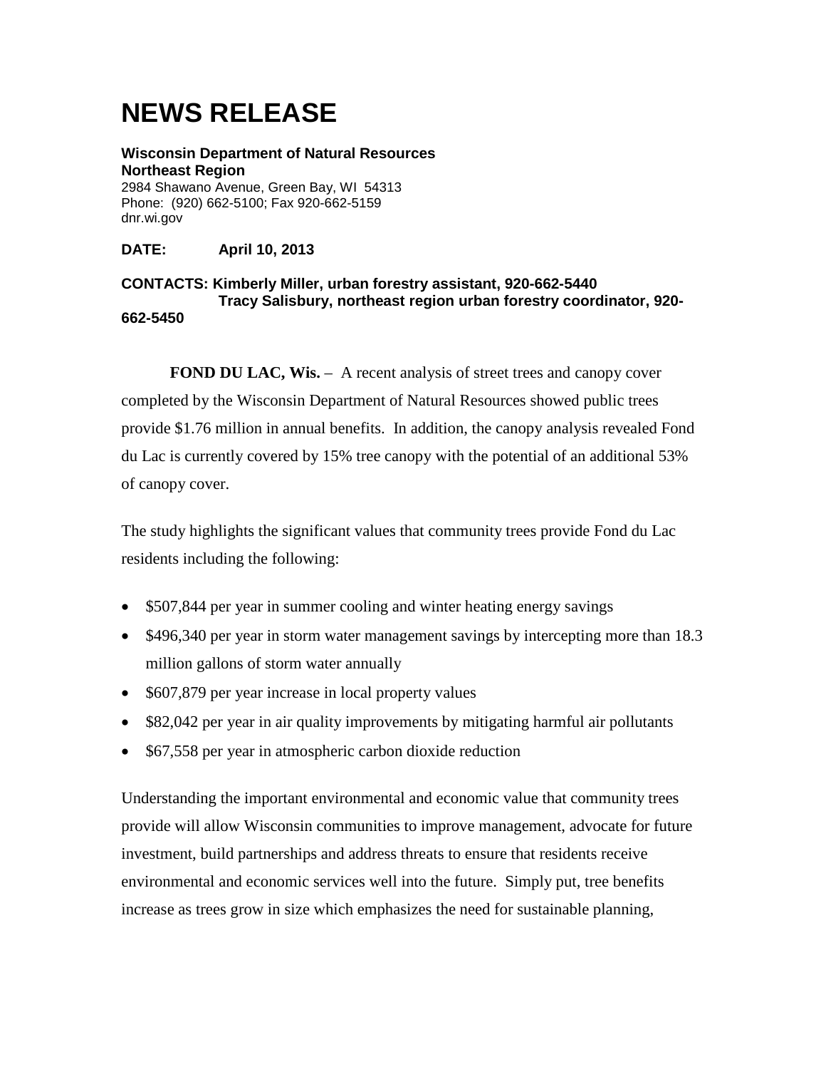# NEWS RELEASE

**Wisconsin Department of Natural Resources**
**Northeast Region**
2984 Shawano Avenue, Green Bay, WI 54313
Phone: (920) 662-5100; Fax 920-662-5159
dnr.wi.gov

**DATE: April 10, 2013**

**CONTACTS: Kimberly Miller, urban forestry assistant, 920-662-5440**
**Tracy Salisbury, northeast region urban forestry coordinator, 920-662-5450**

**FOND DU LAC, Wis.** – A recent analysis of street trees and canopy cover completed by the Wisconsin Department of Natural Resources showed public trees provide $1.76 million in annual benefits. In addition, the canopy analysis revealed Fond du Lac is currently covered by 15% tree canopy with the potential of an additional 53% of canopy cover.

The study highlights the significant values that community trees provide Fond du Lac residents including the following:

- $507,844 per year in summer cooling and winter heating energy savings
- $496,340 per year in storm water management savings by intercepting more than 18.3 million gallons of storm water annually
- $607,879 per year increase in local property values
- $82,042 per year in air quality improvements by mitigating harmful air pollutants
- $67,558 per year in atmospheric carbon dioxide reduction

Understanding the important environmental and economic value that community trees provide will allow Wisconsin communities to improve management, advocate for future investment, build partnerships and address threats to ensure that residents receive environmental and economic services well into the future. Simply put, tree benefits increase as trees grow in size which emphasizes the need for sustainable planning,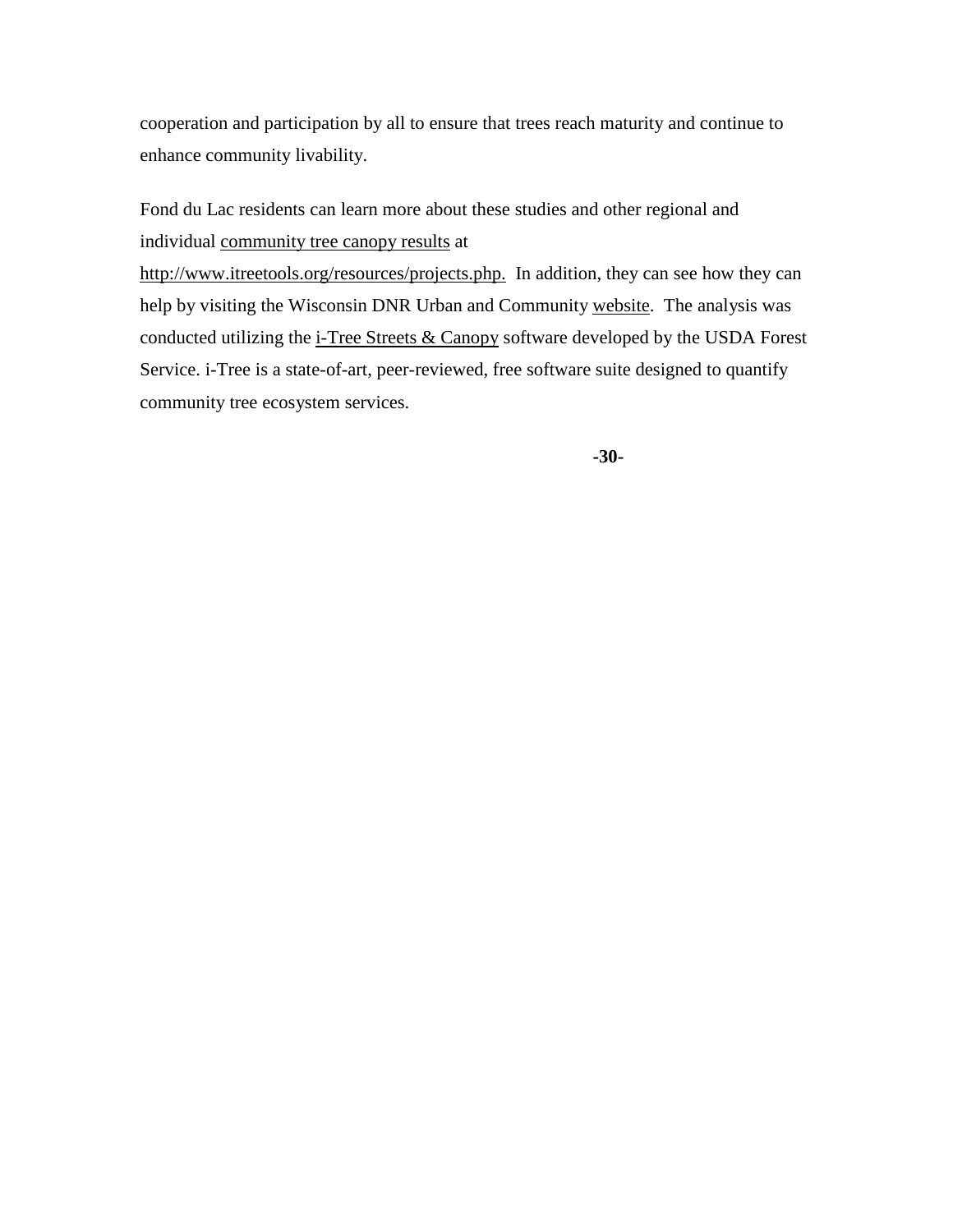cooperation and participation by all to ensure that trees reach maturity and continue to enhance community livability.

Fond du Lac residents can learn more about these studies and other regional and individual community tree canopy results at http://www.itreetools.org/resources/projects.php. In addition, they can see how they can help by visiting the Wisconsin DNR Urban and Community website. The analysis was conducted utilizing the i-Tree Streets & Canopy software developed by the USDA Forest Service. i-Tree is a state-of-art, peer-reviewed, free software suite designed to quantify community tree ecosystem services.

**-30-**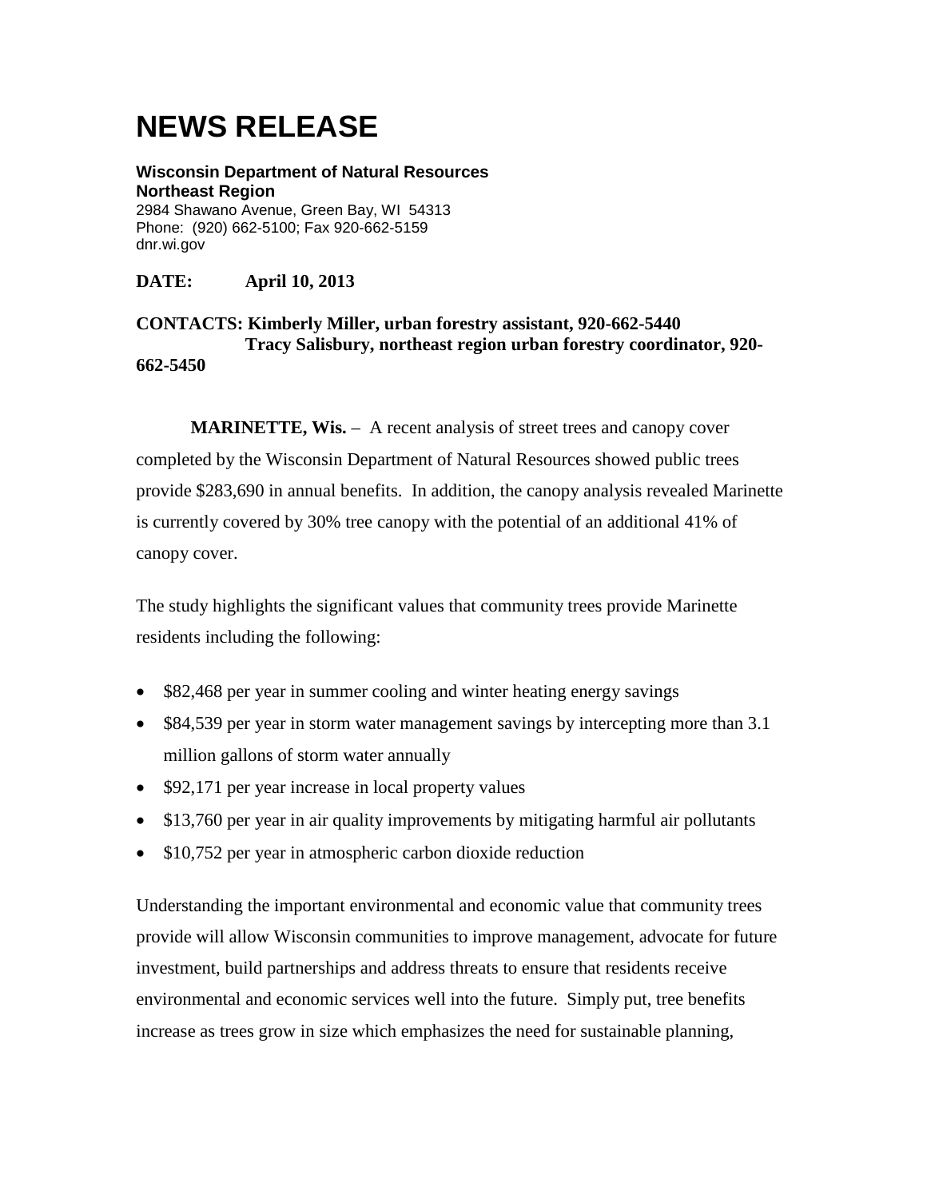# NEWS RELEASE

**Wisconsin Department of Natural Resources**
**Northeast Region**
2984 Shawano Avenue, Green Bay, WI 54313
Phone: (920) 662-5100; Fax 920-662-5159
dnr.wi.gov

**DATE: April 10, 2013**

**CONTACTS: Kimberly Miller, urban forestry assistant, 920-662-5440**
**Tracy Salisbury, northeast region urban forestry coordinator, 920-662-5450**

**MARINETTE, Wis.** – A recent analysis of street trees and canopy cover completed by the Wisconsin Department of Natural Resources showed public trees provide $283,690 in annual benefits. In addition, the canopy analysis revealed Marinette is currently covered by 30% tree canopy with the potential of an additional 41% of canopy cover.

The study highlights the significant values that community trees provide Marinette residents including the following:

- $82,468 per year in summer cooling and winter heating energy savings
- $84,539 per year in storm water management savings by intercepting more than 3.1 million gallons of storm water annually
- $92,171 per year increase in local property values
- $13,760 per year in air quality improvements by mitigating harmful air pollutants
- $10,752 per year in atmospheric carbon dioxide reduction

Understanding the important environmental and economic value that community trees provide will allow Wisconsin communities to improve management, advocate for future investment, build partnerships and address threats to ensure that residents receive environmental and economic services well into the future. Simply put, tree benefits increase as trees grow in size which emphasizes the need for sustainable planning,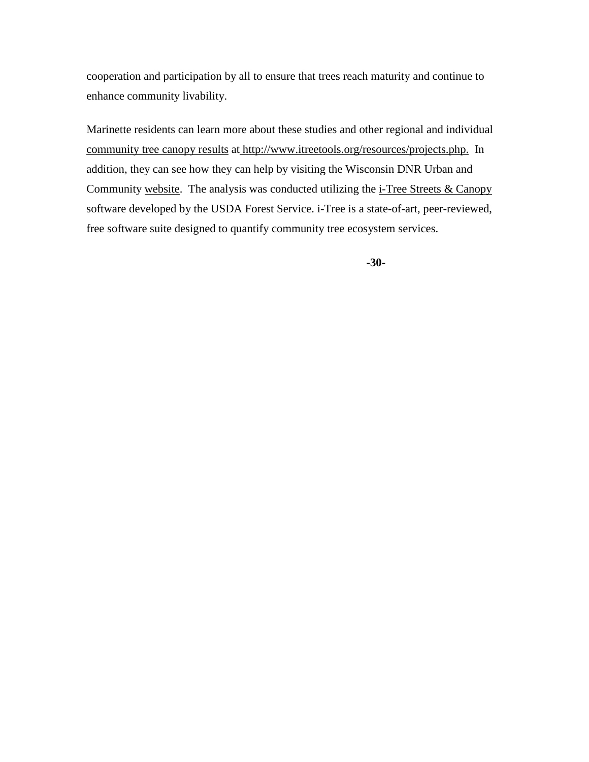cooperation and participation by all to ensure that trees reach maturity and continue to enhance community livability.

Marinette residents can learn more about these studies and other regional and individual community tree canopy results at http://www.itreetools.org/resources/projects.php. In addition, they can see how they can help by visiting the Wisconsin DNR Urban and Community website. The analysis was conducted utilizing the i-Tree Streets & Canopy software developed by the USDA Forest Service. i-Tree is a state-of-art, peer-reviewed, free software suite designed to quantify community tree ecosystem services.

**-30-**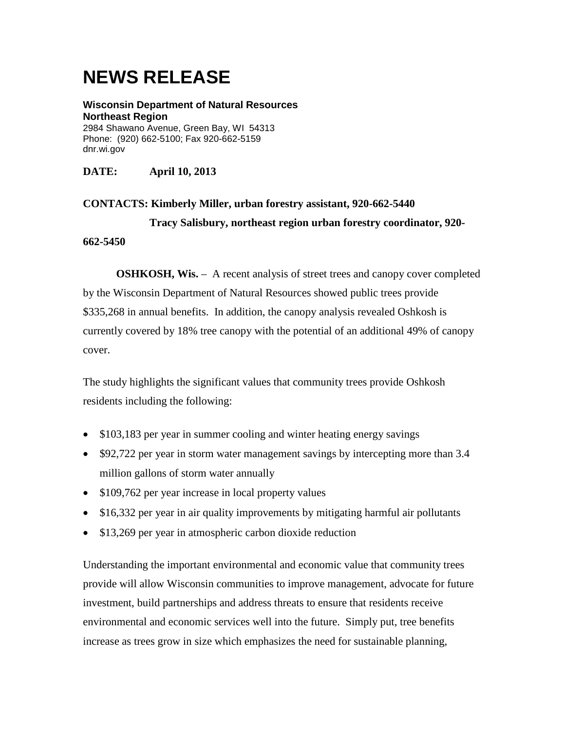# NEWS RELEASE

**Wisconsin Department of Natural Resources**
**Northeast Region**
2984 Shawano Avenue, Green Bay, WI 54313
Phone: (920) 662-5100; Fax 920-662-5159
dnr.wi.gov

**DATE:** **April 10, 2013**

**CONTACTS: Kimberly Miller, urban forestry assistant, 920-662-5440**

**Tracy Salisbury, northeast region urban forestry coordinator, 920-662-5450**

**OSHKOSH, Wis.** – A recent analysis of street trees and canopy cover completed by the Wisconsin Department of Natural Resources showed public trees provide \$335,268 in annual benefits. In addition, the canopy analysis revealed Oshkosh is currently covered by 18% tree canopy with the potential of an additional 49% of canopy cover.

The study highlights the significant values that community trees provide Oshkosh residents including the following:

- \$103,183 per year in summer cooling and winter heating energy savings
- \$92,722 per year in storm water management savings by intercepting more than 3.4 million gallons of storm water annually
- \$109,762 per year increase in local property values
- \$16,332 per year in air quality improvements by mitigating harmful air pollutants
- \$13,269 per year in atmospheric carbon dioxide reduction

Understanding the important environmental and economic value that community trees provide will allow Wisconsin communities to improve management, advocate for future investment, build partnerships and address threats to ensure that residents receive environmental and economic services well into the future. Simply put, tree benefits increase as trees grow in size which emphasizes the need for sustainable planning,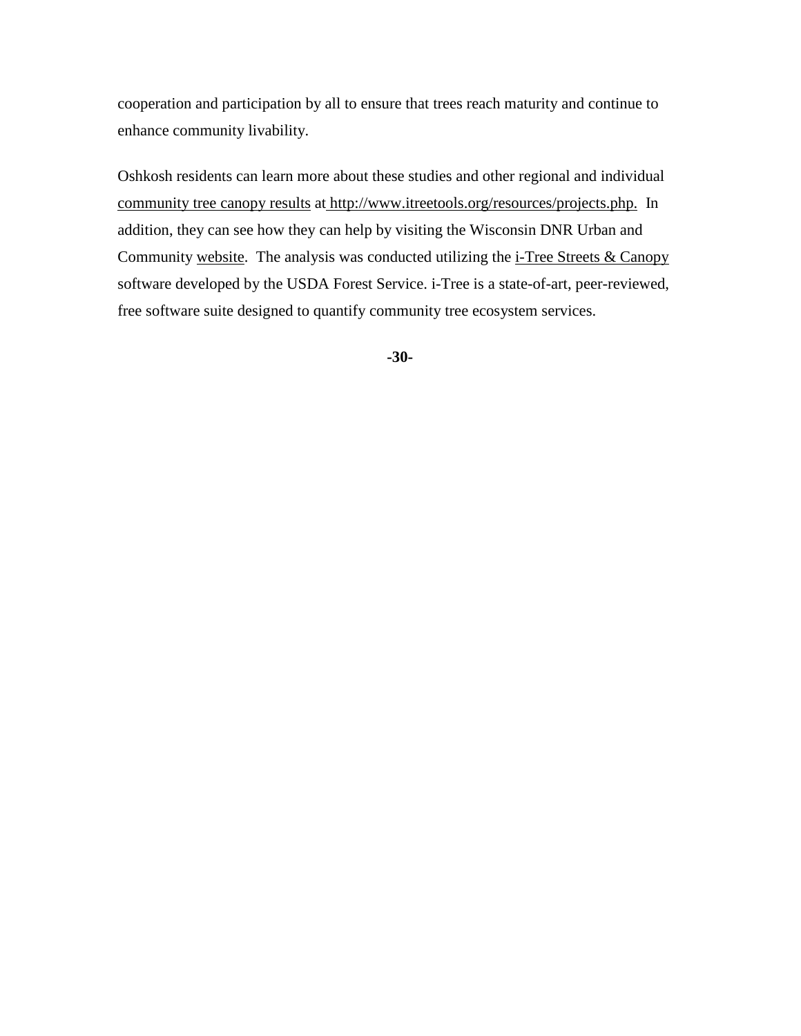cooperation and participation by all to ensure that trees reach maturity and continue to enhance community livability.

Oshkosh residents can learn more about these studies and other regional and individual community tree canopy results at http://www.itreetools.org/resources/projects.php. In addition, they can see how they can help by visiting the Wisconsin DNR Urban and Community website. The analysis was conducted utilizing the i-Tree Streets & Canopy software developed by the USDA Forest Service. i-Tree is a state-of-art, peer-reviewed, free software suite designed to quantify community tree ecosystem services.

**-30-**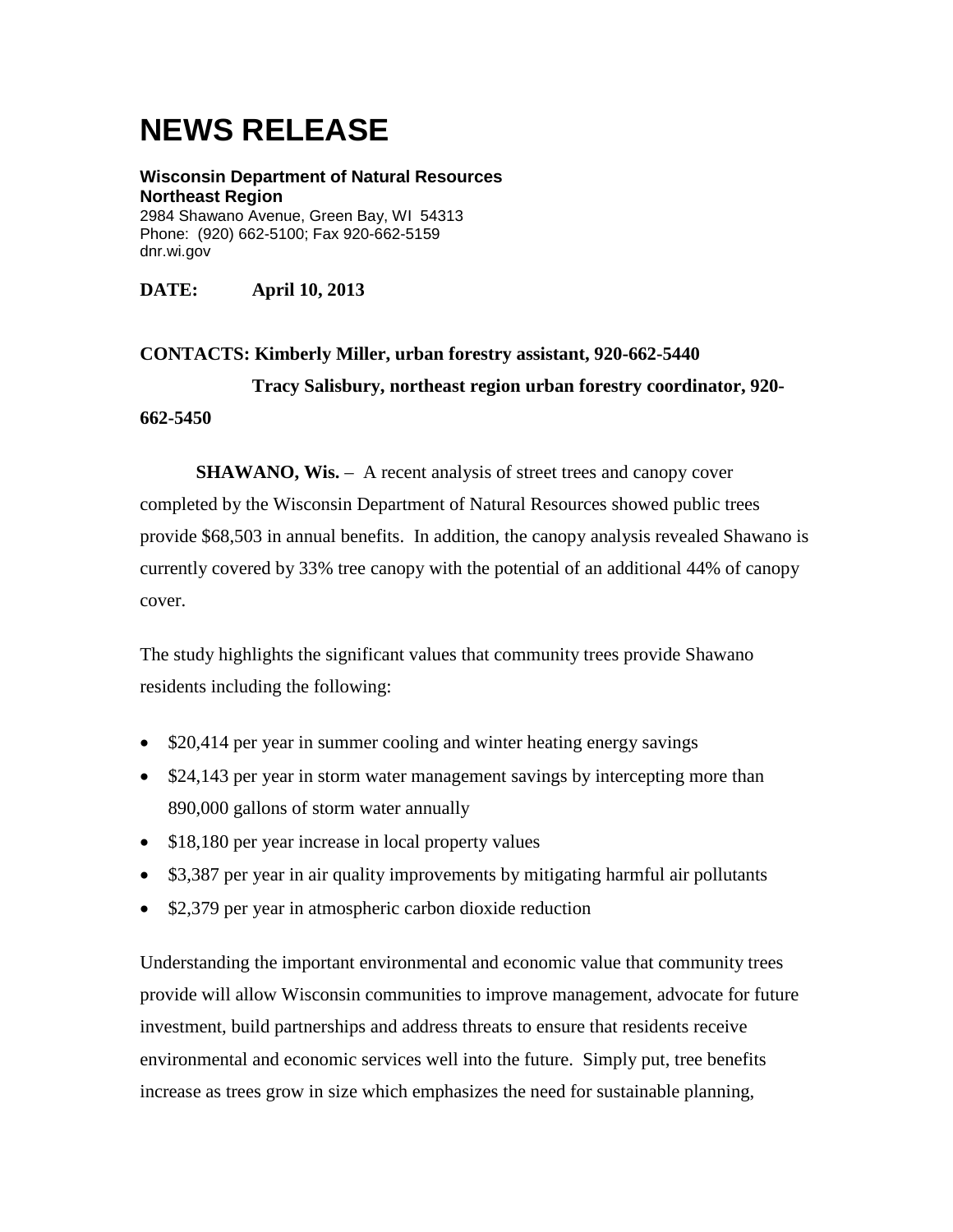# NEWS RELEASE

**Wisconsin Department of Natural Resources**
**Northeast Region**
2984 Shawano Avenue, Green Bay, WI 54313
Phone: (920) 662-5100; Fax 920-662-5159
dnr.wi.gov

**DATE: April 10, 2013**

**CONTACTS: Kimberly Miller, urban forestry assistant, 920-662-5440**
**Tracy Salisbury, northeast region urban forestry coordinator, 920-662-5450**

**SHAWANO, Wis.** – A recent analysis of street trees and canopy cover completed by the Wisconsin Department of Natural Resources showed public trees provide $68,503 in annual benefits. In addition, the canopy analysis revealed Shawano is currently covered by 33% tree canopy with the potential of an additional 44% of canopy cover.

The study highlights the significant values that community trees provide Shawano residents including the following:

- $20,414 per year in summer cooling and winter heating energy savings
- $24,143 per year in storm water management savings by intercepting more than 890,000 gallons of storm water annually
- $18,180 per year increase in local property values
- $3,387 per year in air quality improvements by mitigating harmful air pollutants
- $2,379 per year in atmospheric carbon dioxide reduction

Understanding the important environmental and economic value that community trees provide will allow Wisconsin communities to improve management, advocate for future investment, build partnerships and address threats to ensure that residents receive environmental and economic services well into the future. Simply put, tree benefits increase as trees grow in size which emphasizes the need for sustainable planning,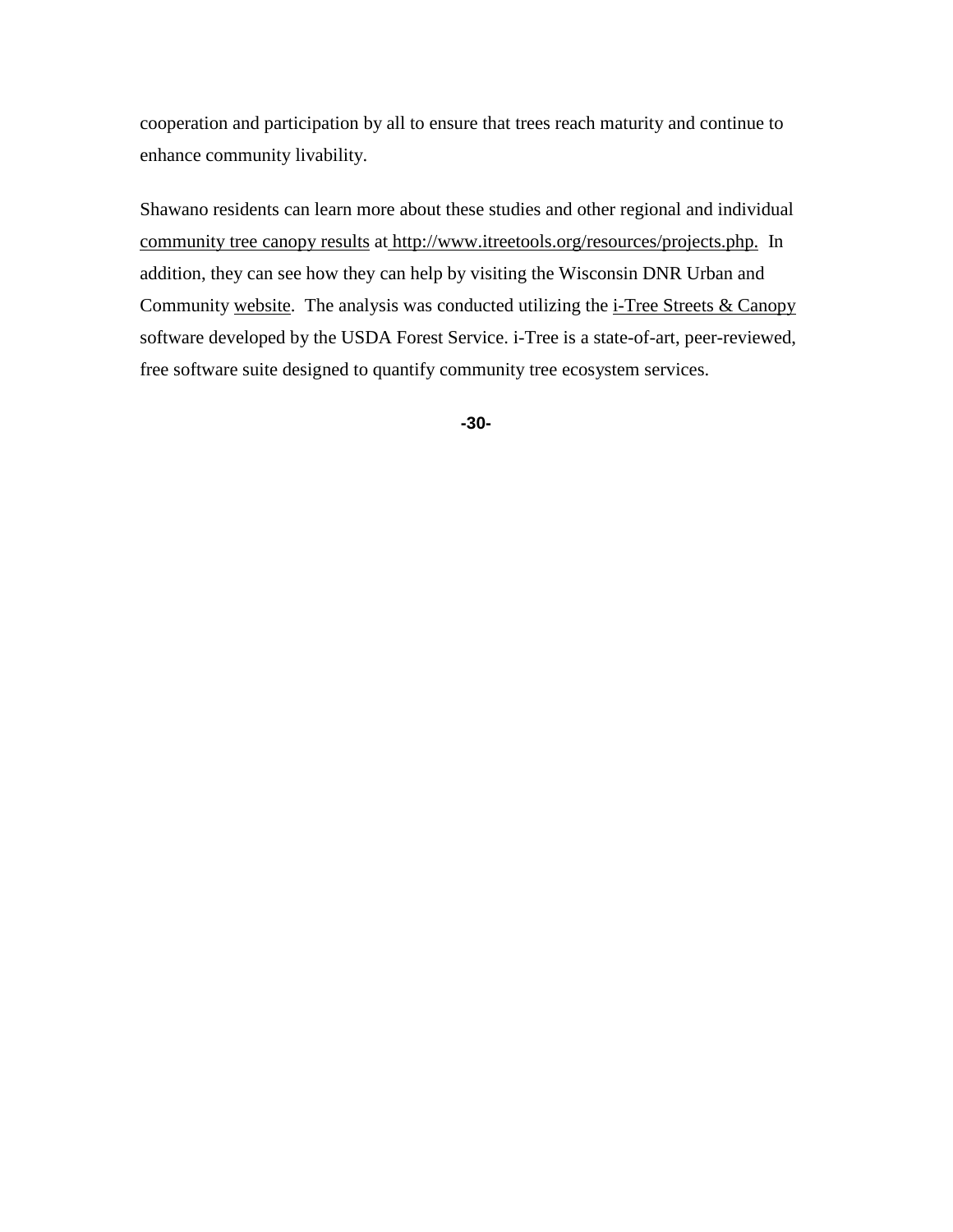cooperation and participation by all to ensure that trees reach maturity and continue to enhance community livability.

Shawano residents can learn more about these studies and other regional and individual community tree canopy results at http://www.itreetools.org/resources/projects.php. In addition, they can see how they can help by visiting the Wisconsin DNR Urban and Community website. The analysis was conducted utilizing the i-Tree Streets & Canopy software developed by the USDA Forest Service. i-Tree is a state-of-art, peer-reviewed, free software suite designed to quantify community tree ecosystem services.

**-30-**